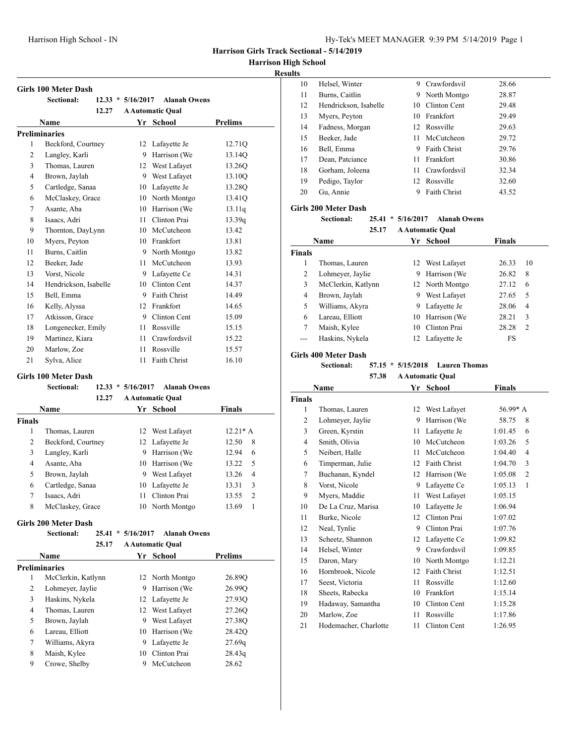# Harrison Girls Track Sectional - 5/14/2019

## Harrison High School

### Results

#### Girls 100 Meter Dash

**Sectional:** 12.33 * 5/16/2017 Alanah Owens
12.27 A Automatic Qual

**Preliminaries**

| | Name | Yr | School | Prelims |
|---|---|---|---|---|
| 1 | Beckford, Courtney | 12 | Lafayette Je | 12.71Q |
| 2 | Langley, Karli | 9 | Harrison (We | 13.14Q |
| 3 | Thomas, Lauren | 12 | West Lafayet | 13.26Q |
| 4 | Brown, Jaylah | 9 | West Lafayet | 13.10Q |
| 5 | Cartledge, Sanaa | 10 | Lafayette Je | 13.28Q |
| 6 | McClaskey, Grace | 10 | North Montgo | 13.41Q |
| 7 | Asante, Aba | 10 | Harrison (We | 13.11q |
| 8 | Isaacs, Adri | 11 | Clinton Prai | 13.39q |
| 9 | Thornton, DayLynn | 10 | McCutcheon | 13.42 |
| 10 | Myers, Peyton | 10 | Frankfort | 13.81 |
| 11 | Burns, Caitlin | 9 | North Montgo | 13.82 |
| 12 | Beeker, Jade | 11 | McCutcheon | 13.93 |
| 13 | Vorst, Nicole | 9 | Lafayette Ce | 14.31 |
| 14 | Hendrickson, Isabelle | 10 | Clinton Cent | 14.37 |
| 15 | Bell, Emma | 9 | Faith Christ | 14.49 |
| 16 | Kelly, Alyssa | 12 | Frankfort | 14.65 |
| 17 | Atkisson, Grace | 9 | Clinton Cent | 15.09 |
| 18 | Longenecker, Emily | 11 | Rossville | 15.15 |
| 19 | Martinez, Kiara | 11 | Crawfordsvil | 15.22 |
| 20 | Marlow, Zoe | 11 | Rossville | 15.57 |
| 21 | Sylva, Alice | 11 | Faith Christ | 16.10 |

#### Girls 100 Meter Dash

**Sectional:** 12.33 * 5/16/2017 Alanah Owens
12.27 A Automatic Qual

**Finals**

| | Name | Yr | School | Finals | |
|---|---|---|---|---|---|
| 1 | Thomas, Lauren | 12 | West Lafayet | 12.21* A | |
| 2 | Beckford, Courtney | 12 | Lafayette Je | 12.50 | 8 |
| 3 | Langley, Karli | 9 | Harrison (We | 12.94 | 6 |
| 4 | Asante, Aba | 10 | Harrison (We | 13.22 | 5 |
| 5 | Brown, Jaylah | 9 | West Lafayet | 13.26 | 4 |
| 6 | Cartledge, Sanaa | 10 | Lafayette Je | 13.31 | 3 |
| 7 | Isaacs, Adri | 11 | Clinton Prai | 13.55 | 2 |
| 8 | McClaskey, Grace | 10 | North Montgo | 13.69 | 1 |

#### Girls 200 Meter Dash

**Sectional:** 25.41 * 5/16/2017 Alanah Owens
25.17 A Automatic Qual

**Preliminaries**

| | Name | Yr | School | Prelims |
|---|---|---|---|---|
| 1 | McClerkin, Katlynn | 12 | North Montgo | 26.89Q |
| 2 | Lohmeyer, Jaylie | 9 | Harrison (We | 26.99Q |
| 3 | Haskins, Nykela | 12 | Lafayette Je | 27.93Q |
| 4 | Thomas, Lauren | 12 | West Lafayet | 27.26Q |
| 5 | Brown, Jaylah | 9 | West Lafayet | 27.38Q |
| 6 | Lareau, Elliott | 10 | Harrison (We | 28.42Q |
| 7 | Williams, Akyra | 9 | Lafayette Je | 27.69q |
| 8 | Maish, Kylee | 10 | Clinton Prai | 28.43q |
| 9 | Crowe, Shelby | 9 | McCutcheon | 28.62 |
| 10 | Helsel, Winter | 9 | Crawfordsvil | 28.66 |
| 11 | Burns, Caitlin | 9 | North Montgo | 28.87 |
| 12 | Hendrickson, Isabelle | 10 | Clinton Cent | 29.48 |
| 13 | Myers, Peyton | 10 | Frankfort | 29.49 |
| 14 | Fadness, Morgan | 12 | Rossville | 29.63 |
| 15 | Beeker, Jade | 11 | McCutcheon | 29.72 |
| 16 | Bell, Emma | 9 | Faith Christ | 29.76 |
| 17 | Dean, Patciance | 11 | Frankfort | 30.86 |
| 18 | Gorham, Joleena | 11 | Crawfordsvil | 32.34 |
| 19 | Pedigo, Taylor | 12 | Rossville | 32.60 |
| 20 | Gu, Annie | 9 | Faith Christ | 43.52 |

#### Girls 200 Meter Dash

**Sectional:** 25.41 * 5/16/2017 Alanah Owens
25.17 A Automatic Qual

**Finals**

| | Name | Yr | School | Finals | |
|---|---|---|---|---|---|
| 1 | Thomas, Lauren | 12 | West Lafayet | 26.33 | 10 |
| 2 | Lohmeyer, Jaylie | 9 | Harrison (We | 26.82 | 8 |
| 3 | McClerkin, Katlynn | 12 | North Montgo | 27.12 | 6 |
| 4 | Brown, Jaylah | 9 | West Lafayet | 27.65 | 5 |
| 5 | Williams, Akyra | 9 | Lafayette Je | 28.06 | 4 |
| 6 | Lareau, Elliott | 10 | Harrison (We | 28.21 | 3 |
| 7 | Maish, Kylee | 10 | Clinton Prai | 28.28 | 2 |
| --- | Haskins, Nykela | 12 | Lafayette Je | FS | |

#### Girls 400 Meter Dash

**Sectional:** 57.15 * 5/15/2018 Lauren Thomas
57.38 A Automatic Qual

**Finals**

| | Name | Yr | School | Finals | |
|---|---|---|---|---|---|
| 1 | Thomas, Lauren | 12 | West Lafayet | 56.99* A | |
| 2 | Lohmeyer, Jaylie | 9 | Harrison (We | 58.75 | 8 |
| 3 | Green, Kyrstin | 11 | Lafayette Je | 1:01.45 | 6 |
| 4 | Smith, Olivia | 10 | McCutcheon | 1:03.26 | 5 |
| 5 | Neibert, Halle | 11 | McCutcheon | 1:04.40 | 4 |
| 6 | Timperman, Julie | 12 | Faith Christ | 1:04.70 | 3 |
| 7 | Buchanan, Kyndel | 12 | Harrison (We | 1:05.08 | 2 |
| 8 | Vorst, Nicole | 9 | Lafayette Ce | 1:05.13 | 1 |
| 9 | Myers, Maddie | 11 | West Lafayet | 1:05.15 | |
| 10 | De La Cruz, Marisa | 10 | Lafayette Je | 1:06.94 | |
| 11 | Burke, Nicole | 12 | Clinton Prai | 1:07.02 | |
| 12 | Neal, Tynlie | 9 | Clinton Prai | 1:07.76 | |
| 13 | Scheetz, Shannon | 12 | Lafayette Ce | 1:09.82 | |
| 14 | Helsel, Winter | 9 | Crawfordsvil | 1:09.85 | |
| 15 | Daron, Mary | 10 | North Montgo | 1:12.21 | |
| 16 | Hornbrook, Nicole | 12 | Faith Christ | 1:12.51 | |
| 17 | Seest, Victoria | 11 | Rossville | 1:12.60 | |
| 18 | Sheets, Rabecka | 10 | Frankfort | 1:15.14 | |
| 19 | Hadaway, Samantha | 10 | Clinton Cent | 1:15.28 | |
| 20 | Marlow, Zoe | 11 | Rossville | 1:17.86 | |
| 21 | Hodemacher, Charlotte | 11 | Clinton Cent | 1:26.95 | |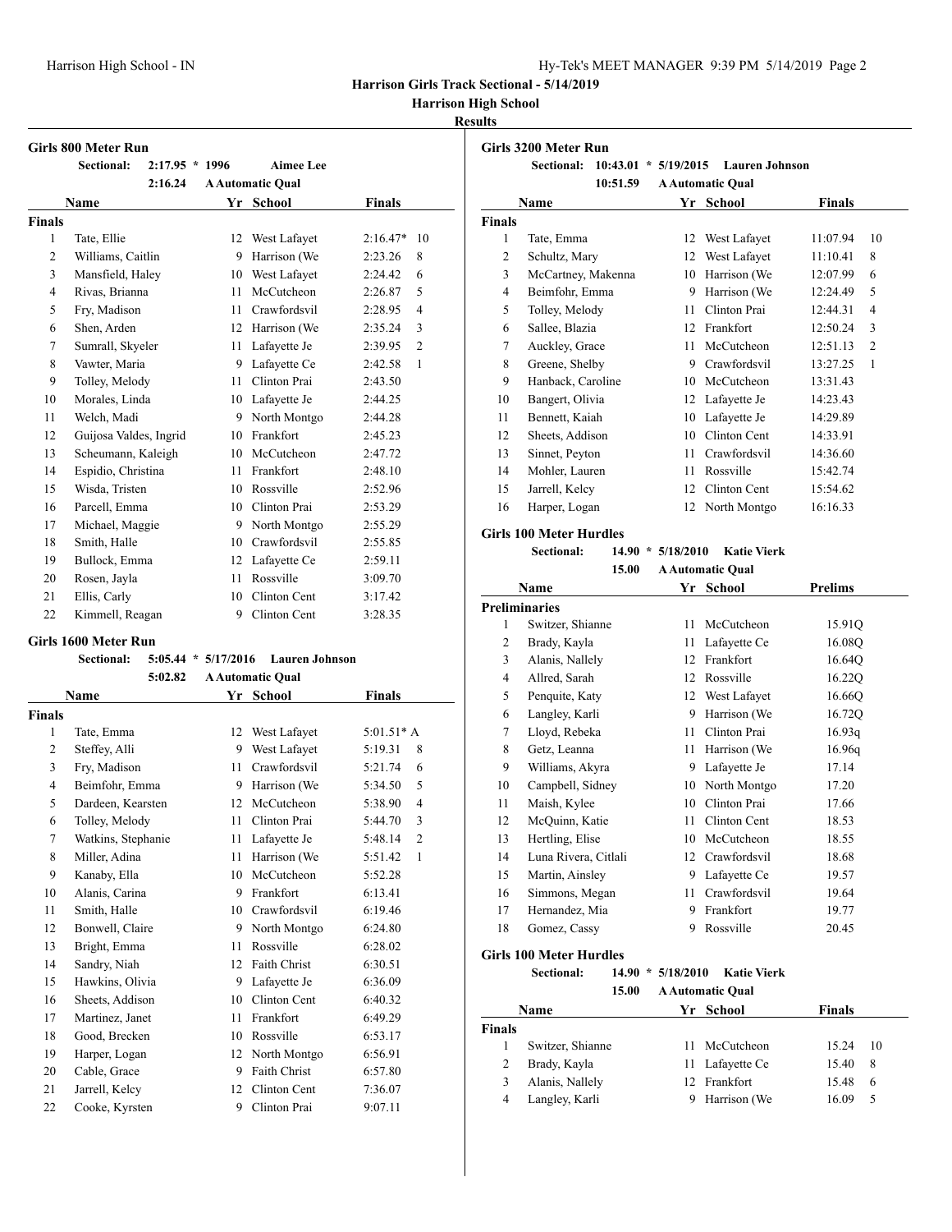# Harrison Girls Track Sectional - 5/14/2019

## Harrison High School

### Results

#### Girls 800 Meter Run

Sectional: 2:17.95 * 1996 Aimee Lee
2:16.24 A Automatic Qual

| | Name | Yr | School | Finals | Points |
|---|---|---|---|---|---|
| **Finals** | | | | | |
| 1 | Tate, Ellie | 12 | West Lafayet | 2:16.47* | 10 |
| 2 | Williams, Caitlin | 9 | Harrison (We | 2:23.26 | 8 |
| 3 | Mansfield, Haley | 10 | West Lafayet | 2:24.42 | 6 |
| 4 | Rivas, Brianna | 11 | McCutcheon | 2:26.87 | 5 |
| 5 | Fry, Madison | 11 | Crawfordsvil | 2:28.95 | 4 |
| 6 | Shen, Arden | 12 | Harrison (We | 2:35.24 | 3 |
| 7 | Sumrall, Skyeler | 11 | Lafayette Je | 2:39.95 | 2 |
| 8 | Vawter, Maria | 9 | Lafayette Ce | 2:42.58 | 1 |
| 9 | Tolley, Melody | 11 | Clinton Prai | 2:43.50 | |
| 10 | Morales, Linda | 10 | Lafayette Je | 2:44.25 | |
| 11 | Welch, Madi | 9 | North Montgo | 2:44.28 | |
| 12 | Guijosa Valdes, Ingrid | 10 | Frankfort | 2:45.23 | |
| 13 | Scheumann, Kaleigh | 10 | McCutcheon | 2:47.72 | |
| 14 | Espidio, Christina | 11 | Frankfort | 2:48.10 | |
| 15 | Wisda, Tristen | 10 | Rossville | 2:52.96 | |
| 16 | Parcell, Emma | 10 | Clinton Prai | 2:53.29 | |
| 17 | Michael, Maggie | 9 | North Montgo | 2:55.29 | |
| 18 | Smith, Halle | 10 | Crawfordsvil | 2:55.85 | |
| 19 | Bullock, Emma | 12 | Lafayette Ce | 2:59.11 | |
| 20 | Rosen, Jayla | 11 | Rossville | 3:09.70 | |
| 21 | Ellis, Carly | 10 | Clinton Cent | 3:17.42 | |
| 22 | Kimmell, Reagan | 9 | Clinton Cent | 3:28.35 | |

#### Girls 1600 Meter Run

Sectional: 5:05.44 * 5/17/2016 Lauren Johnson
5:02.82 A Automatic Qual

| | Name | Yr | School | Finals | Points |
|---|---|---|---|---|---|
| **Finals** | | | | | |
| 1 | Tate, Emma | 12 | West Lafayet | 5:01.51* A | |
| 2 | Steffey, Alli | 9 | West Lafayet | 5:19.31 | 8 |
| 3 | Fry, Madison | 11 | Crawfordsvil | 5:21.74 | 6 |
| 4 | Beimfohr, Emma | 9 | Harrison (We | 5:34.50 | 5 |
| 5 | Dardeen, Kearsten | 12 | McCutcheon | 5:38.90 | 4 |
| 6 | Tolley, Melody | 11 | Clinton Prai | 5:44.70 | 3 |
| 7 | Watkins, Stephanie | 11 | Lafayette Je | 5:48.14 | 2 |
| 8 | Miller, Adina | 11 | Harrison (We | 5:51.42 | 1 |
| 9 | Kanaby, Ella | 10 | McCutcheon | 5:52.28 | |
| 10 | Alanis, Carina | 9 | Frankfort | 6:13.41 | |
| 11 | Smith, Halle | 10 | Crawfordsvil | 6:19.46 | |
| 12 | Bonwell, Claire | 9 | North Montgo | 6:24.80 | |
| 13 | Bright, Emma | 11 | Rossville | 6:28.02 | |
| 14 | Sandry, Niah | 12 | Faith Christ | 6:30.51 | |
| 15 | Hawkins, Olivia | 9 | Lafayette Je | 6:36.09 | |
| 16 | Sheets, Addison | 10 | Clinton Cent | 6:40.32 | |
| 17 | Martinez, Janet | 11 | Frankfort | 6:49.29 | |
| 18 | Good, Brecken | 10 | Rossville | 6:53.17 | |
| 19 | Harper, Logan | 12 | North Montgo | 6:56.91 | |
| 20 | Cable, Grace | 9 | Faith Christ | 6:57.80 | |
| 21 | Jarrell, Kelcy | 12 | Clinton Cent | 7:36.07 | |
| 22 | Cooke, Kyrsten | 9 | Clinton Prai | 9:07.11 | |

#### Girls 3200 Meter Run

Sectional: 10:43.01 * 5/19/2015 Lauren Johnson
10:51.59 A Automatic Qual

| | Name | Yr | School | Finals | Points |
|---|---|---|---|---|---|
| **Finals** | | | | | |
| 1 | Tate, Emma | 12 | West Lafayet | 11:07.94 | 10 |
| 2 | Schultz, Mary | 12 | West Lafayet | 11:10.41 | 8 |
| 3 | McCartney, Makenna | 10 | Harrison (We | 12:07.99 | 6 |
| 4 | Beimfohr, Emma | 9 | Harrison (We | 12:24.49 | 5 |
| 5 | Tolley, Melody | 11 | Clinton Prai | 12:44.31 | 4 |
| 6 | Sallee, Blazia | 12 | Frankfort | 12:50.24 | 3 |
| 7 | Auckley, Grace | 11 | McCutcheon | 12:51.13 | 2 |
| 8 | Greene, Shelby | 9 | Crawfordsvil | 13:27.25 | 1 |
| 9 | Hanback, Caroline | 10 | McCutcheon | 13:31.43 | |
| 10 | Bangert, Olivia | 12 | Lafayette Je | 14:23.43 | |
| 11 | Bennett, Kaiah | 10 | Lafayette Je | 14:29.89 | |
| 12 | Sheets, Addison | 10 | Clinton Cent | 14:33.91 | |
| 13 | Sinnet, Peyton | 11 | Crawfordsvil | 14:36.60 | |
| 14 | Mohler, Lauren | 11 | Rossville | 15:42.74 | |
| 15 | Jarrell, Kelcy | 12 | Clinton Cent | 15:54.62 | |
| 16 | Harper, Logan | 12 | North Montgo | 16:16.33 | |

#### Girls 100 Meter Hurdles

Sectional: 14.90 * 5/18/2010 Katie Vierk
15.00 A Automatic Qual

| | Name | Yr | School | Prelims |
|---|---|---|---|---|
| **Preliminaries** | | | | |
| 1 | Switzer, Shianne | 11 | McCutcheon | 15.91Q |
| 2 | Brady, Kayla | 11 | Lafayette Ce | 16.08Q |
| 3 | Alanis, Nallely | 12 | Frankfort | 16.64Q |
| 4 | Allred, Sarah | 12 | Rossville | 16.22Q |
| 5 | Penquite, Katy | 12 | West Lafayet | 16.66Q |
| 6 | Langley, Karli | 9 | Harrison (We | 16.72Q |
| 7 | Lloyd, Rebeka | 11 | Clinton Prai | 16.93q |
| 8 | Getz, Leanna | 11 | Harrison (We | 16.96q |
| 9 | Williams, Akyra | 9 | Lafayette Je | 17.14 |
| 10 | Campbell, Sidney | 10 | North Montgo | 17.20 |
| 11 | Maish, Kylee | 10 | Clinton Prai | 17.66 |
| 12 | McQuinn, Katie | 11 | Clinton Cent | 18.53 |
| 13 | Hertling, Elise | 10 | McCutcheon | 18.55 |
| 14 | Luna Rivera, Citlali | 12 | Crawfordsvil | 18.68 |
| 15 | Martin, Ainsley | 9 | Lafayette Ce | 19.57 |
| 16 | Simmons, Megan | 11 | Crawfordsvil | 19.64 |
| 17 | Hernandez, Mia | 9 | Frankfort | 19.77 |
| 18 | Gomez, Cassy | 9 | Rossville | 20.45 |

#### Girls 100 Meter Hurdles

Sectional: 14.90 * 5/18/2010 Katie Vierk
15.00 A Automatic Qual

| | Name | Yr | School | Finals | Points |
|---|---|---|---|---|---|
| **Finals** | | | | | |
| 1 | Switzer, Shianne | 11 | McCutcheon | 15.24 | 10 |
| 2 | Brady, Kayla | 11 | Lafayette Ce | 15.40 | 8 |
| 3 | Alanis, Nallely | 12 | Frankfort | 15.48 | 6 |
| 4 | Langley, Karli | 9 | Harrison (We | 16.09 | 5 |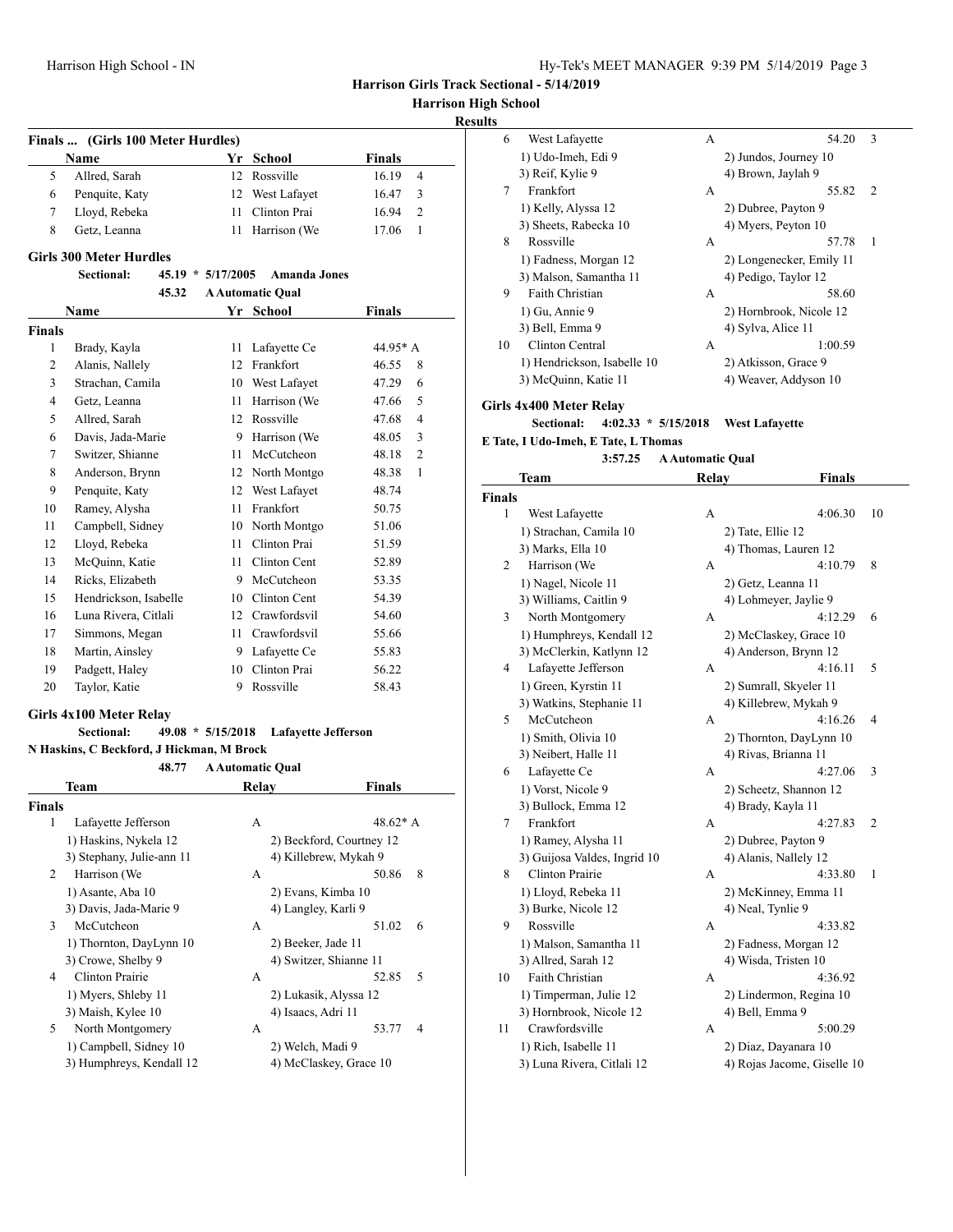### Finals ... (Girls 100 Meter Hurdles)

| | Name | Yr | School | Finals | |
|---|---|---|---|---|---|
| 5 | Allred, Sarah | 12 | Rossville | 16.19 | 4 |
| 6 | Penquite, Katy | 12 | West Lafayet | 16.47 | 3 |
| 7 | Lloyd, Rebeka | 11 | Clinton Prai | 16.94 | 2 |
| 8 | Getz, Leanna | 11 | Harrison (We | 17.06 | 1 |

### Girls 300 Meter Hurdles

**Sectional:** 45.19 * 5/17/2005 Amanda Jones
45.32 A Automatic Qual

| | Name | Yr | School | Finals | |
|---|---|---|---|---|---|
| **Finals** | | | | | |
| 1 | Brady, Kayla | 11 | Lafayette Ce | 44.95* A | |
| 2 | Alanis, Nallely | 12 | Frankfort | 46.55 | 8 |
| 3 | Strachan, Camila | 10 | West Lafayet | 47.29 | 6 |
| 4 | Getz, Leanna | 11 | Harrison (We | 47.66 | 5 |
| 5 | Allred, Sarah | 12 | Rossville | 47.68 | 4 |
| 6 | Davis, Jada-Marie | 9 | Harrison (We | 48.05 | 3 |
| 7 | Switzer, Shianne | 11 | McCutcheon | 48.18 | 2 |
| 8 | Anderson, Brynn | 12 | North Montgo | 48.38 | 1 |
| 9 | Penquite, Katy | 12 | West Lafayet | 48.74 | |
| 10 | Ramey, Alysha | 11 | Frankfort | 50.75 | |
| 11 | Campbell, Sidney | 10 | North Montgo | 51.06 | |
| 12 | Lloyd, Rebeka | 11 | Clinton Prai | 51.59 | |
| 13 | McQuinn, Katie | 11 | Clinton Cent | 52.89 | |
| 14 | Ricks, Elizabeth | 9 | McCutcheon | 53.35 | |
| 15 | Hendrickson, Isabelle | 10 | Clinton Cent | 54.39 | |
| 16 | Luna Rivera, Citlali | 12 | Crawfordsvil | 54.60 | |
| 17 | Simmons, Megan | 11 | Crawfordsvil | 55.66 | |
| 18 | Martin, Ainsley | 9 | Lafayette Ce | 55.83 | |
| 19 | Padgett, Haley | 10 | Clinton Prai | 56.22 | |
| 20 | Taylor, Katie | 9 | Rossville | 58.43 | |

### Girls 4x100 Meter Relay

**Sectional:** 49.08 * 5/15/2018 Lafayette Jefferson
N Haskins, C Beckford, J Hickman, M Brock
48.77 A Automatic Qual

| | Team | Relay | Finals | |
|---|---|---|---|---|
| **Finals** | | | | |
| 1 | Lafayette Jefferson | A | 48.62* A | |
| | 1) Haskins, Nykela 12 | 2) Beckford, Courtney 12 | | |
| | 3) Stephany, Julie-ann 11 | 4) Killebrew, Mykah 9 | | |
| 2 | Harrison (We | A | 50.86 | 8 |
| | 1) Asante, Aba 10 | 2) Evans, Kimba 10 | | |
| | 3) Davis, Jada-Marie 9 | 4) Langley, Karli 9 | | |
| 3 | McCutcheon | A | 51.02 | 6 |
| | 1) Thornton, DayLynn 10 | 2) Beeker, Jade 11 | | |
| | 3) Crowe, Shelby 9 | 4) Switzer, Shianne 11 | | |
| 4 | Clinton Prairie | A | 52.85 | 5 |
| | 1) Myers, Shleby 11 | 2) Lukasik, Alyssa 12 | | |
| | 3) Maish, Kylee 10 | 4) Isaacs, Adri 11 | | |
| 5 | North Montgomery | A | 53.77 | 4 |
| | 1) Campbell, Sidney 10 | 2) Welch, Madi 9 | | |
| | 3) Humphreys, Kendall 12 | 4) McClaskey, Grace 10 | | |
| 6 | West Lafayette | A | 54.20 | 3 |
| | 1) Udo-Imeh, Edi 9 | 2) Jundos, Journey 10 | | |
| | 3) Reif, Kylie 9 | 4) Brown, Jaylah 9 | | |
| 7 | Frankfort | A | 55.82 | 2 |
| | 1) Kelly, Alyssa 12 | 2) Dubree, Payton 9 | | |
| | 3) Sheets, Rabecka 10 | 4) Myers, Peyton 10 | | |
| 8 | Rossville | A | 57.78 | 1 |
| | 1) Fadness, Morgan 12 | 2) Longenecker, Emily 11 | | |
| | 3) Malson, Samantha 11 | 4) Pedigo, Taylor 12 | | |
| 9 | Faith Christian | A | 58.60 | |
| | 1) Gu, Annie 9 | 2) Hornbrook, Nicole 12 | | |
| | 3) Bell, Emma 9 | 4) Sylva, Alice 11 | | |
| 10 | Clinton Central | A | 1:00.59 | |
| | 1) Hendrickson, Isabelle 10 | 2) Atkisson, Grace 9 | | |
| | 3) McQuinn, Katie 11 | 4) Weaver, Addyson 10 | | |

### Girls 4x400 Meter Relay

**Sectional:** 4:02.33 * 5/15/2018 West Lafayette
E Tate, I Udo-Imeh, E Tate, L Thomas
3:57.25 A Automatic Qual

| | Team | Relay | Finals | |
|---|---|---|---|---|
| **Finals** | | | | |
| 1 | West Lafayette | A | 4:06.30 | 10 |
| | 1) Strachan, Camila 10 | 2) Tate, Ellie 12 | | |
| | 3) Marks, Ella 10 | 4) Thomas, Lauren 12 | | |
| 2 | Harrison (We | A | 4:10.79 | 8 |
| | 1) Nagel, Nicole 11 | 2) Getz, Leanna 11 | | |
| | 3) Williams, Caitlin 9 | 4) Lohmeyer, Jaylie 9 | | |
| 3 | North Montgomery | A | 4:12.29 | 6 |
| | 1) Humphreys, Kendall 12 | 2) McClaskey, Grace 10 | | |
| | 3) McClerkin, Katlynn 12 | 4) Anderson, Brynn 12 | | |
| 4 | Lafayette Jefferson | A | 4:16.11 | 5 |
| | 1) Green, Kyrstin 11 | 2) Sumrall, Skyeler 11 | | |
| | 3) Watkins, Stephanie 11 | 4) Killebrew, Mykah 9 | | |
| 5 | McCutcheon | A | 4:16.26 | 4 |
| | 1) Smith, Olivia 10 | 2) Thornton, DayLynn 10 | | |
| | 3) Neibert, Halle 11 | 4) Rivas, Brianna 11 | | |
| 6 | Lafayette Ce | A | 4:27.06 | 3 |
| | 1) Vorst, Nicole 9 | 2) Scheetz, Shannon 12 | | |
| | 3) Bullock, Emma 12 | 4) Brady, Kayla 11 | | |
| 7 | Frankfort | A | 4:27.83 | 2 |
| | 1) Ramey, Alysha 11 | 2) Dubree, Payton 9 | | |
| | 3) Guijosa Valdes, Ingrid 10 | 4) Alanis, Nallely 12 | | |
| 8 | Clinton Prairie | A | 4:33.80 | 1 |
| | 1) Lloyd, Rebeka 11 | 2) McKinney, Emma 11 | | |
| | 3) Burke, Nicole 12 | 4) Neal, Tynlie 9 | | |
| 9 | Rossville | A | 4:33.82 | |
| | 1) Malson, Samantha 11 | 2) Fadness, Morgan 12 | | |
| | 3) Allred, Sarah 12 | 4) Wisda, Tristen 10 | | |
| 10 | Faith Christian | A | 4:36.92 | |
| | 1) Timperman, Julie 12 | 2) Lindermon, Regina 10 | | |
| | 3) Hornbrook, Nicole 12 | 4) Bell, Emma 9 | | |
| 11 | Crawfordsville | A | 5:00.29 | |
| | 1) Rich, Isabelle 11 | 2) Diaz, Dayanara 10 | | |
| | 3) Luna Rivera, Citlali 12 | 4) Rojas Jacome, Giselle 10 | | |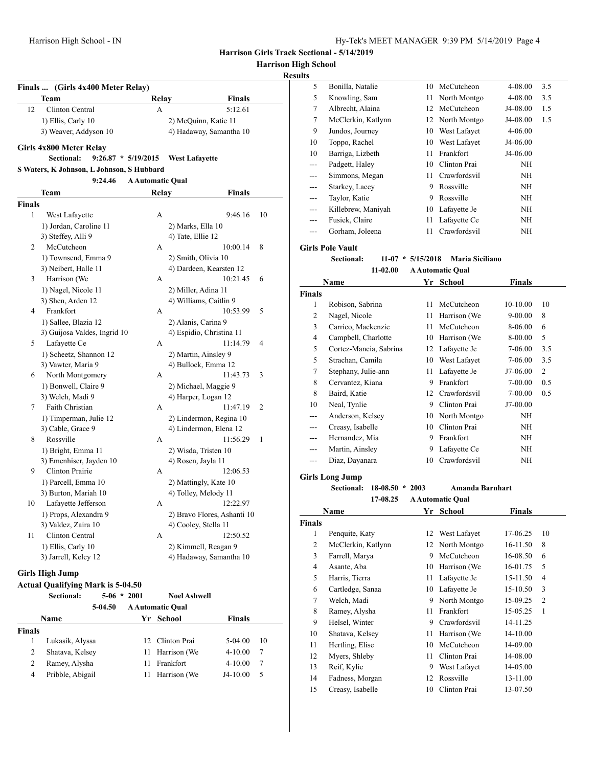# Harrison Girls Track Sectional - 5/14/2019

## Harrison High School

### Results

**Finals ... (Girls 4x400 Meter Relay)**

| | Team | Relay | Finals | |
|---|---|---|---|---|
| 12 | Clinton Central | A | 5:12.61 | |
| | 1) Ellis, Carly 10 | 2) McQuinn, Katie 11 | | |
| | 3) Weaver, Addyson 10 | 4) Hadaway, Samantha 10 | | |

**Girls 4x800 Meter Relay**

Sectional: 9:26.87 * 5/19/2015 West Lafayette
S Waters, K Johnson, L Johnson, S Hubbard
9:24.46 A Automatic Qual

| | Team | Relay | Finals | |
|---|---|---|---|---|
| **Finals** | | | | |
| 1 | West Lafayette | A | 9:46.16 | 10 |
| | 1) Jordan, Caroline 11 | 2) Marks, Ella 10 | | |
| | 3) Steffey, Alli 9 | 4) Tate, Ellie 12 | | |
| 2 | McCutcheon | A | 10:00.14 | 8 |
| | 1) Townsend, Emma 9 | 2) Smith, Olivia 10 | | |
| | 3) Neibert, Halle 11 | 4) Dardeen, Kearsten 12 | | |
| 3 | Harrison (We | A | 10:21.45 | 6 |
| | 1) Nagel, Nicole 11 | 2) Miller, Adina 11 | | |
| | 3) Shen, Arden 12 | 4) Williams, Caitlin 9 | | |
| 4 | Frankfort | A | 10:53.99 | 5 |
| | 1) Sallee, Blazia 12 | 2) Alanis, Carina 9 | | |
| | 3) Guijosa Valdes, Ingrid 10 | 4) Espidio, Christina 11 | | |
| 5 | Lafayette Ce | A | 11:14.79 | 4 |
| | 1) Scheetz, Shannon 12 | 2) Martin, Ainsley 9 | | |
| | 3) Vawter, Maria 9 | 4) Bullock, Emma 12 | | |
| 6 | North Montgomery | A | 11:43.73 | 3 |
| | 1) Bonwell, Claire 9 | 2) Michael, Maggie 9 | | |
| | 3) Welch, Madi 9 | 4) Harper, Logan 12 | | |
| 7 | Faith Christian | A | 11:47.19 | 2 |
| | 1) Timperman, Julie 12 | 2) Lindermon, Regina 10 | | |
| | 3) Cable, Grace 9 | 4) Lindermon, Elena 12 | | |
| 8 | Rossville | A | 11:56.29 | 1 |
| | 1) Bright, Emma 11 | 2) Wisda, Tristen 10 | | |
| | 3) Emenhiser, Jayden 10 | 4) Rosen, Jayla 11 | | |
| 9 | Clinton Prairie | A | 12:06.53 | |
| | 1) Parcell, Emma 10 | 2) Mattingly, Kate 10 | | |
| | 3) Burton, Mariah 10 | 4) Tolley, Melody 11 | | |
| 10 | Lafayette Jefferson | A | 12:22.97 | |
| | 1) Props, Alexandra 9 | 2) Bravo Flores, Ashanti 10 | | |
| | 3) Valdez, Zaira 10 | 4) Cooley, Stella 11 | | |
| 11 | Clinton Central | A | 12:50.52 | |
| | 1) Ellis, Carly 10 | 2) Kimmell, Reagan 9 | | |
| | 3) Jarrell, Kelcy 12 | 4) Hadaway, Samantha 10 | | |

**Girls High Jump**

**Actual Qualifying Mark is 5-04.50**

Sectional: 5-06 * 2001 Noel Ashwell
5-04.50 A Automatic Qual

| | Name | Yr | School | Finals | |
|---|---|---|---|---|---|
| **Finals** | | | | | |
| 1 | Lukasik, Alyssa | 12 | Clinton Prai | 5-04.00 | 10 |
| 2 | Shatava, Kelsey | 11 | Harrison (We | 4-10.00 | 7 |
| 2 | Ramey, Alysha | 11 | Frankfort | 4-10.00 | 7 |
| 4 | Pribble, Abigail | 11 | Harrison (We | J4-10.00 | 5 |
| 5 | Bonilla, Natalie | 10 | McCutcheon | 4-08.00 | 3.5 |
| 5 | Knowling, Sam | 11 | North Montgo | 4-08.00 | 3.5 |
| 7 | Albrecht, Alaina | 12 | McCutcheon | J4-08.00 | 1.5 |
| 7 | McClerkin, Katlynn | 12 | North Montgo | J4-08.00 | 1.5 |
| 9 | Jundos, Journey | 10 | West Lafayet | 4-06.00 | |
| 10 | Toppo, Rachel | 10 | West Lafayet | J4-06.00 | |
| 10 | Barriga, Lizbeth | 11 | Frankfort | J4-06.00 | |
| --- | Padgett, Haley | 10 | Clinton Prai | NH | |
| --- | Simmons, Megan | 11 | Crawfordsvil | NH | |
| --- | Starkey, Lacey | 9 | Rossville | NH | |
| --- | Taylor, Katie | 9 | Rossville | NH | |
| --- | Killebrew, Maniyah | 10 | Lafayette Je | NH | |
| --- | Fusiek, Claire | 11 | Lafayette Ce | NH | |
| --- | Gorham, Joleena | 11 | Crawfordsvil | NH | |

**Girls Pole Vault**

Sectional: 11-07 * 5/15/2018 Maria Siciliano
11-02.00 A Automatic Qual

| | Name | Yr | School | Finals | |
|---|---|---|---|---|---|
| **Finals** | | | | | |
| 1 | Robison, Sabrina | 11 | McCutcheon | 10-10.00 | 10 |
| 2 | Nagel, Nicole | 11 | Harrison (We | 9-00.00 | 8 |
| 3 | Carrico, Mackenzie | 11 | McCutcheon | 8-06.00 | 6 |
| 4 | Campbell, Charlotte | 10 | Harrison (We | 8-00.00 | 5 |
| 5 | Cortez-Mancia, Sabrina | 12 | Lafayette Je | 7-06.00 | 3.5 |
| 5 | Strachan, Camila | 10 | West Lafayet | 7-06.00 | 3.5 |
| 7 | Stephany, Julie-ann | 11 | Lafayette Je | J7-06.00 | 2 |
| 8 | Cervantez, Kiana | 9 | Frankfort | 7-00.00 | 0.5 |
| 8 | Baird, Katie | 12 | Crawfordsvil | 7-00.00 | 0.5 |
| 10 | Neal, Tynlie | 9 | Clinton Prai | J7-00.00 | |
| --- | Anderson, Kelsey | 10 | North Montgo | NH | |
| --- | Creasy, Isabelle | 10 | Clinton Prai | NH | |
| --- | Hernandez, Mia | 9 | Frankfort | NH | |
| --- | Martin, Ainsley | 9 | Lafayette Ce | NH | |
| --- | Diaz, Dayanara | 10 | Crawfordsvil | NH | |

**Girls Long Jump**

Sectional: 18-08.50 * 2003 Amanda Barnhart
17-08.25 A Automatic Qual

| | Name | Yr | School | Finals | |
|---|---|---|---|---|---|
| **Finals** | | | | | |
| 1 | Penquite, Katy | 12 | West Lafayet | 17-06.25 | 10 |
| 2 | McClerkin, Katlynn | 12 | North Montgo | 16-11.50 | 8 |
| 3 | Farrell, Marya | 9 | McCutcheon | 16-08.50 | 6 |
| 4 | Asante, Aba | 10 | Harrison (We | 16-01.75 | 5 |
| 5 | Harris, Tierra | 11 | Lafayette Je | 15-11.50 | 4 |
| 6 | Cartledge, Sanaa | 10 | Lafayette Je | 15-10.50 | 3 |
| 7 | Welch, Madi | 9 | North Montgo | 15-09.25 | 2 |
| 8 | Ramey, Alysha | 11 | Frankfort | 15-05.25 | 1 |
| 9 | Helsel, Winter | 9 | Crawfordsvil | 14-11.25 | |
| 10 | Shatava, Kelsey | 11 | Harrison (We | 14-10.00 | |
| 11 | Hertling, Elise | 10 | McCutcheon | 14-09.00 | |
| 12 | Myers, Shleby | 11 | Clinton Prai | 14-08.00 | |
| 13 | Reif, Kylie | 9 | West Lafayet | 14-05.00 | |
| 14 | Fadness, Morgan | 12 | Rossville | 13-11.00 | |
| 15 | Creasy, Isabelle | 10 | Clinton Prai | 13-07.50 | |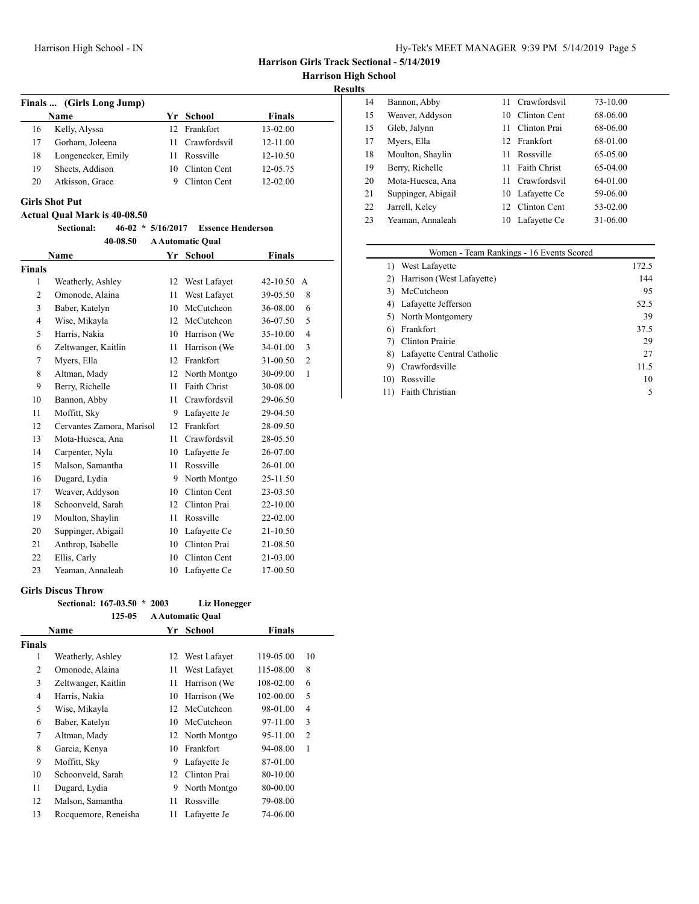**Harrison Girls Track Sectional - 5/14/2019**

**Harrison High School**

**Results**

### Finals ... (Girls Long Jump)

| | Name | Yr | School | Finals |
|---|---|---|---|---|
| 16 | Kelly, Alyssa | 12 | Frankfort | 13-02.00 |
| 17 | Gorham, Joleena | 11 | Crawfordsvil | 12-11.00 |
| 18 | Longenecker, Emily | 11 | Rossville | 12-10.50 |
| 19 | Sheets, Addison | 10 | Clinton Cent | 12-05.75 |
| 20 | Atkisson, Grace | 9 | Clinton Cent | 12-02.00 |

### Girls Shot Put

**Actual Qual Mark is 40-08.50**

Sectional: 46-02 * 5/16/2017 Essence Henderson

40-08.50 A Automatic Qual

| | Name | Yr | School | Finals | |
|---|---|---|---|---|---|
| **Finals** | | | | | |
| 1 | Weatherly, Ashley | 12 | West Lafayet | 42-10.50 A | |
| 2 | Omonode, Alaina | 11 | West Lafayet | 39-05.50 | 8 |
| 3 | Baber, Katelyn | 10 | McCutcheon | 36-08.00 | 6 |
| 4 | Wise, Mikayla | 12 | McCutcheon | 36-07.50 | 5 |
| 5 | Harris, Nakia | 10 | Harrison (We | 35-10.00 | 4 |
| 6 | Zeltwanger, Kaitlin | 11 | Harrison (We | 34-01.00 | 3 |
| 7 | Myers, Ella | 12 | Frankfort | 31-00.50 | 2 |
| 8 | Altman, Mady | 12 | North Montgo | 30-09.00 | 1 |
| 9 | Berry, Richelle | 11 | Faith Christ | 30-08.00 | |
| 10 | Bannon, Abby | 11 | Crawfordsvil | 29-06.50 | |
| 11 | Moffitt, Sky | 9 | Lafayette Je | 29-04.50 | |
| 12 | Cervantes Zamora, Marisol | 12 | Frankfort | 28-09.50 | |
| 13 | Mota-Huesca, Ana | 11 | Crawfordsvil | 28-05.50 | |
| 14 | Carpenter, Nyla | 10 | Lafayette Je | 26-07.00 | |
| 15 | Malson, Samantha | 11 | Rossville | 26-01.00 | |
| 16 | Dugard, Lydia | 9 | North Montgo | 25-11.50 | |
| 17 | Weaver, Addyson | 10 | Clinton Cent | 23-03.50 | |
| 18 | Schoonveld, Sarah | 12 | Clinton Prai | 22-10.00 | |
| 19 | Moulton, Shaylin | 11 | Rossville | 22-02.00 | |
| 20 | Suppinger, Abigail | 10 | Lafayette Ce | 21-10.50 | |
| 21 | Anthrop, Isabelle | 10 | Clinton Prai | 21-08.50 | |
| 22 | Ellis, Carly | 10 | Clinton Cent | 21-03.00 | |
| 23 | Yeaman, Annaleah | 10 | Lafayette Ce | 17-00.50 | |

### Girls Discus Throw

Sectional: 167-03.50 * 2003 Liz Honegger

125-05 A Automatic Qual

| | Name | Yr | School | Finals | |
|---|---|---|---|---|---|
| **Finals** | | | | | |
| 1 | Weatherly, Ashley | 12 | West Lafayet | 119-05.00 | 10 |
| 2 | Omonode, Alaina | 11 | West Lafayet | 115-08.00 | 8 |
| 3 | Zeltwanger, Kaitlin | 11 | Harrison (We | 108-02.00 | 6 |
| 4 | Harris, Nakia | 10 | Harrison (We | 102-00.00 | 5 |
| 5 | Wise, Mikayla | 12 | McCutcheon | 98-01.00 | 4 |
| 6 | Baber, Katelyn | 10 | McCutcheon | 97-11.00 | 3 |
| 7 | Altman, Mady | 12 | North Montgo | 95-11.00 | 2 |
| 8 | Garcia, Kenya | 10 | Frankfort | 94-08.00 | 1 |
| 9 | Moffitt, Sky | 9 | Lafayette Je | 87-01.00 | |
| 10 | Schoonveld, Sarah | 12 | Clinton Prai | 80-10.00 | |
| 11 | Dugard, Lydia | 9 | North Montgo | 80-00.00 | |
| 12 | Malson, Samantha | 11 | Rossville | 79-08.00 | |
| 13 | Rocquemore, Reneisha | 11 | Lafayette Je | 74-06.00 | |
| 14 | Bannon, Abby | 11 | Crawfordsvil | 73-10.00 | |
| 15 | Weaver, Addyson | 10 | Clinton Cent | 68-06.00 | |
| 15 | Gleb, Jalynn | 11 | Clinton Prai | 68-06.00 | |
| 17 | Myers, Ella | 12 | Frankfort | 68-01.00 | |
| 18 | Moulton, Shaylin | 11 | Rossville | 65-05.00 | |
| 19 | Berry, Richelle | 11 | Faith Christ | 65-04.00 | |
| 20 | Mota-Huesca, Ana | 11 | Crawfordsvil | 64-01.00 | |
| 21 | Suppinger, Abigail | 10 | Lafayette Ce | 59-06.00 | |
| 22 | Jarrell, Kelcy | 12 | Clinton Cent | 53-02.00 | |
| 23 | Yeaman, Annaleah | 10 | Lafayette Ce | 31-06.00 | |

### Women - Team Rankings - 16 Events Scored

| | | |
|---|---|---|
| 1) | West Lafayette | 172.5 |
| 2) | Harrison (West Lafayette) | 144 |
| 3) | McCutcheon | 95 |
| 4) | Lafayette Jefferson | 52.5 |
| 5) | North Montgomery | 39 |
| 6) | Frankfort | 37.5 |
| 7) | Clinton Prairie | 29 |
| 8) | Lafayette Central Catholic | 27 |
| 9) | Crawfordsville | 11.5 |
| 10) | Rossville | 10 |
| 11) | Faith Christian | 5 |